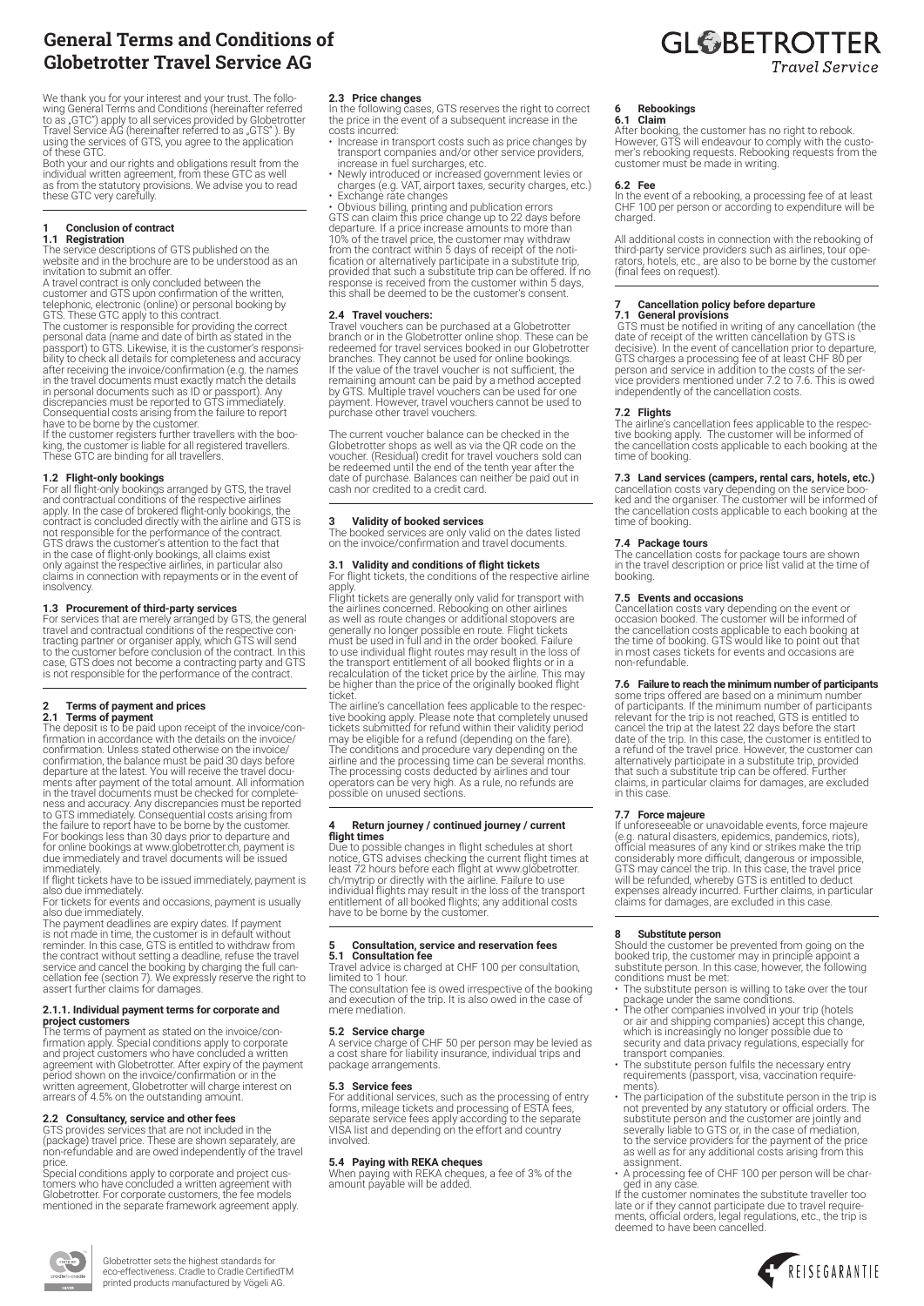# General Terms and Conditions of Globetrotter Travel Service AG

GLOBETROTTER
*Travel Service*

We thank you for your interest and your trust. The following General Terms and Conditions (hereinafter referred to as „GTC") apply to all services provided by Globetrotter Travel Service AG (hereinafter referred to as „GTS" ). By using the services of GTS, you agree to the application of these GTC.
Both your and our rights and obligations result from the individual written agreement, from these GTC as well as from the statutory provisions. We advise you to read these GTC very carefully.

## 1 Conclusion of contract

### 1.1 Registration

The service descriptions of GTS published on the website and in the brochure are to be understood as an invitation to submit an offer.
A travel contract is only concluded between the customer and GTS upon confirmation of the written, telephonic, electronic (online) or personal booking by GTS. These GTC apply to this contract.
The customer is responsible for providing the correct personal data (name and date of birth as stated in the passport) to GTS. Likewise, it is the customer's responsibility to check all details for completeness and accuracy after receiving the invoice/confirmation (e.g. the names in the travel documents must exactly match the details in personal documents such as ID or passport). Any discrepancies must be reported to GTS immediately. Consequential costs arising from the failure to report have to be borne by the customer.
If the customer registers further travellers with the booking, the customer is liable for all registered travellers. These GTC are binding for all travellers.

### 1.2 Flight-only bookings

For all flight-only bookings arranged by GTS, the travel and contractual conditions of the respective airlines apply. In the case of brokered flight-only bookings, the contract is concluded directly with the airline and GTS is not responsible for the performance of the contract. GTS draws the customer's attention to the fact that in the case of flight-only bookings, all claims exist only against the respective airlines, in particular also claims in connection with repayments or in the event of insolvency.

### 1.3 Procurement of third-party services

For services that are merely arranged by GTS, the general travel and contractual conditions of the respective contracting partner or organiser apply, which GTS will send to the customer before conclusion of the contract. In this case, GTS does not become a contracting party and GTS is not responsible for the performance of the contract.

## 2 Terms of payment and prices

### 2.1 Terms of payment

The deposit is to be paid upon receipt of the invoice/confirmation in accordance with the details on the invoice/confirmation. Unless stated otherwise on the invoice/confirmation, the balance must be paid 30 days before departure at the latest. You will receive the travel documents after payment of the total amount. All information in the travel documents must be checked for completeness and accuracy. Any discrepancies must be reported to GTS immediately. Consequential costs arising from the failure to report have to be borne by the customer.
For bookings less than 30 days prior to departure and for online bookings at www.globetrotter.ch, payment is due immediately and travel documents will be issued immediately.
If flight tickets have to be issued immediately, payment is also due immediately.
For tickets for events and occasions, payment is usually also due immediately.
The payment deadlines are expiry dates. If payment is not made in time, the customer is in default without reminder. In this case, GTS is entitled to withdraw from the contract without setting a deadline, refuse the travel service and cancel the booking by charging the full cancellation fee (section 7). We expressly reserve the right to assert further claims for damages.

#### 2.1.1. Individual payment terms for corporate and project customers

The terms of payment as stated on the invoice/confirmation apply. Special conditions apply to corporate and project customers who have concluded a written agreement with Globetrotter. After expiry of the payment period shown on the invoice/confirmation or in the written agreement, Globetrotter will charge interest on arrears of 4.5% on the outstanding amount.

### 2.2 Consultancy, service and other fees

GTS provides services that are not included in the (package) travel price. These are shown separately, are non-refundable and are owed independently of the travel price.
Special conditions apply to corporate and project customers who have concluded a written agreement with Globetrotter. For corporate customers, the fee models mentioned in the separate framework agreement apply.

### 2.3 Price changes

In the following cases, GTS reserves the right to correct the price in the event of a subsequent increase in the costs incurred:

- Increase in transport costs such as price changes by transport companies and/or other service providers, increase in fuel surcharges, etc.
- Newly introduced or increased government levies or charges (e.g. VAT, airport taxes, security charges, etc.)
- Exchange rate changes
- Obvious billing, printing and publication errors

GTS can claim this price change up to 22 days before departure. If a price increase amounts to more than 10% of the travel price, the customer may withdraw from the contract within 5 days of receipt of the notification or alternatively participate in a substitute trip, provided that such a substitute trip can be offered. If no response is received from the customer within 5 days, this shall be deemed to be the customer's consent.

### 2.4 Travel vouchers:

Travel vouchers can be purchased at a Globetrotter branch or in the Globetrotter online shop. These can be redeemed for travel services booked in our Globetrotter branches. They cannot be used for online bookings. If the value of the travel voucher is not sufficient, the remaining amount can be paid by a method accepted by GTS. Multiple travel vouchers can be used for one payment. However, travel vouchers cannot be used to purchase other travel vouchers.

The current voucher balance can be checked in the Globetrotter shops as well as via the QR code on the voucher. (Residual) credit for travel vouchers sold can be redeemed until the end of the tenth year after the date of purchase. Balances can neither be paid out in cash nor credited to a credit card.

## 3 Validity of booked services

The booked services are only valid on the dates listed on the invoice/confirmation and travel documents.

### 3.1 Validity and conditions of flight tickets

For flight tickets, the conditions of the respective airline apply.
Flight tickets are generally only valid for transport with the airlines concerned. Rebooking on other airlines as well as route changes or additional stopovers are generally no longer possible en route. Flight tickets must be used in full and in the order booked. Failure to use individual flight routes may result in the loss of the transport entitlement of all booked flights or in a recalculation of the ticket price by the airline. This may be higher than the price of the originally booked flight ticket.
The airline's cancellation fees applicable to the respective booking apply. Please note that completely unused tickets submitted for refund within their validity period may be eligible for a refund (depending on the fare). The conditions and procedure vary depending on the airline and the processing time can be several months. The processing costs deducted by airlines and tour operators can be very high. As a rule, no refunds are possible on unused sections.

## 4 Return journey / continued journey / current flight times

Due to possible changes in flight schedules at short notice, GTS advises checking the current flight times at least 72 hours before each flight at www.globetrotter.ch/mytrip or directly with the airline. Failure to use individual flights may result in the loss of the transport entitlement of all booked flights; any additional costs have to be borne by the customer.

## 5 Consultation, service and reservation fees

### 5.1 Consultation fee

Travel advice is charged at CHF 100 per consultation, limited to 1 hour.
The consultation fee is owed irrespective of the booking and execution of the trip. It is also owed in the case of mere mediation.

### 5.2 Service charge

A service charge of CHF 50 per person may be levied as a cost share for liability insurance, individual trips and package arrangements.

### 5.3 Service fees

For additional services, such as the processing of entry forms, mileage tickets and processing of ESTA fees, separate service fees apply according to the separate VISA list and depending on the effort and country involved.

### 5.4 Paying with REKA cheques

When paying with REKA cheques, a fee of 3% of the amount payable will be added.

## 6 Rebookings

### 6.1 Claim

After booking, the customer has no right to rebook. However, GTS will endeavour to comply with the customer's rebooking requests. Rebooking requests from the customer must be made in writing.

### 6.2 Fee

In the event of a rebooking, a processing fee of at least CHF 100 per person or according to expenditure will be charged.

All additional costs in connection with the rebooking of third-party service providers such as airlines, tour operators, hotels, etc., are also to be borne by the customer (final fees on request).

## 7 Cancellation policy before departure

### 7.1 General provisions

GTS must be notified in writing of any cancellation (the date of receipt of the written cancellation by GTS is decisive). In the event of cancellation prior to departure, GTS charges a processing fee of at least CHF 80 per person and service in addition to the costs of the service providers mentioned under 7.2 to 7.6. This is owed independently of the cancellation costs.

### 7.2 Flights

The airline's cancellation fees applicable to the respective booking apply. The customer will be informed of the cancellation costs applicable to each booking at the time of booking.

### 7.3 Land services (campers, rental cars, hotels, etc.)

cancellation costs vary depending on the service booked and the organiser. The customer will be informed of the cancellation costs applicable to each booking at the time of booking.

### 7.4 Package tours

The cancellation costs for package tours are shown in the travel description or price list valid at the time of booking.

### 7.5 Events and occasions

Cancellation costs vary depending on the event or occasion booked. The customer will be informed of the cancellation costs applicable to each booking at the time of booking. GTS would like to point out that in most cases tickets for events and occasions are non-refundable.

### 7.6 Failure to reach the minimum number of participants

some trips offered are based on a minimum number of participants. If the minimum number of participants relevant for the trip is not reached, GTS is entitled to cancel the trip at the latest 22 days before the start date of the trip. In this case, the customer is entitled to a refund of the travel price. However, the customer can alternatively participate in a substitute trip, provided that such a substitute trip can be offered. Further claims, in particular claims for damages, are excluded in this case.

### 7.7 Force majeure

If unforeseeable or unavoidable events, force majeure (e.g. natural disasters, epidemics, pandemics, riots), official measures of any kind or strikes make the trip considerably more difficult, dangerous or impossible, GTS may cancel the trip. In this case, the travel price will be refunded, whereby GTS is entitled to deduct expenses already incurred. Further claims, in particular claims for damages, are excluded in this case.

## 8 Substitute person

Should the customer be prevented from going on the booked trip, the customer may in principle appoint a substitute person. In this case, however, the following conditions must be met:

- The substitute person is willing to take over the tour package under the same conditions.
- The other companies involved in your trip (hotels or air and shipping companies) accept this change, which is increasingly no longer possible due to security and data privacy regulations, especially for transport companies.
- The substitute person fulfils the necessary entry requirements (passport, visa, vaccination requirements).
- The participation of the substitute person in the trip is not prevented by any statutory or official orders. The substitute person and the customer are jointly and severally liable to GTS or, in the case of mediation, to the service providers for the payment of the price as well as for any additional costs arising from this assignment.
- A processing fee of CHF 100 per person will be charged in any case.

If the customer nominates the substitute traveller too late or if they cannot participate due to travel requirements, official orders, legal regulations, etc., the trip is deemed to have been cancelled.

Globetrotter sets the highest standards for eco-effectiveness. Cradle to Cradle CertifiedTM printed products manufactured by Vögeli AG.

REISEGARANTIE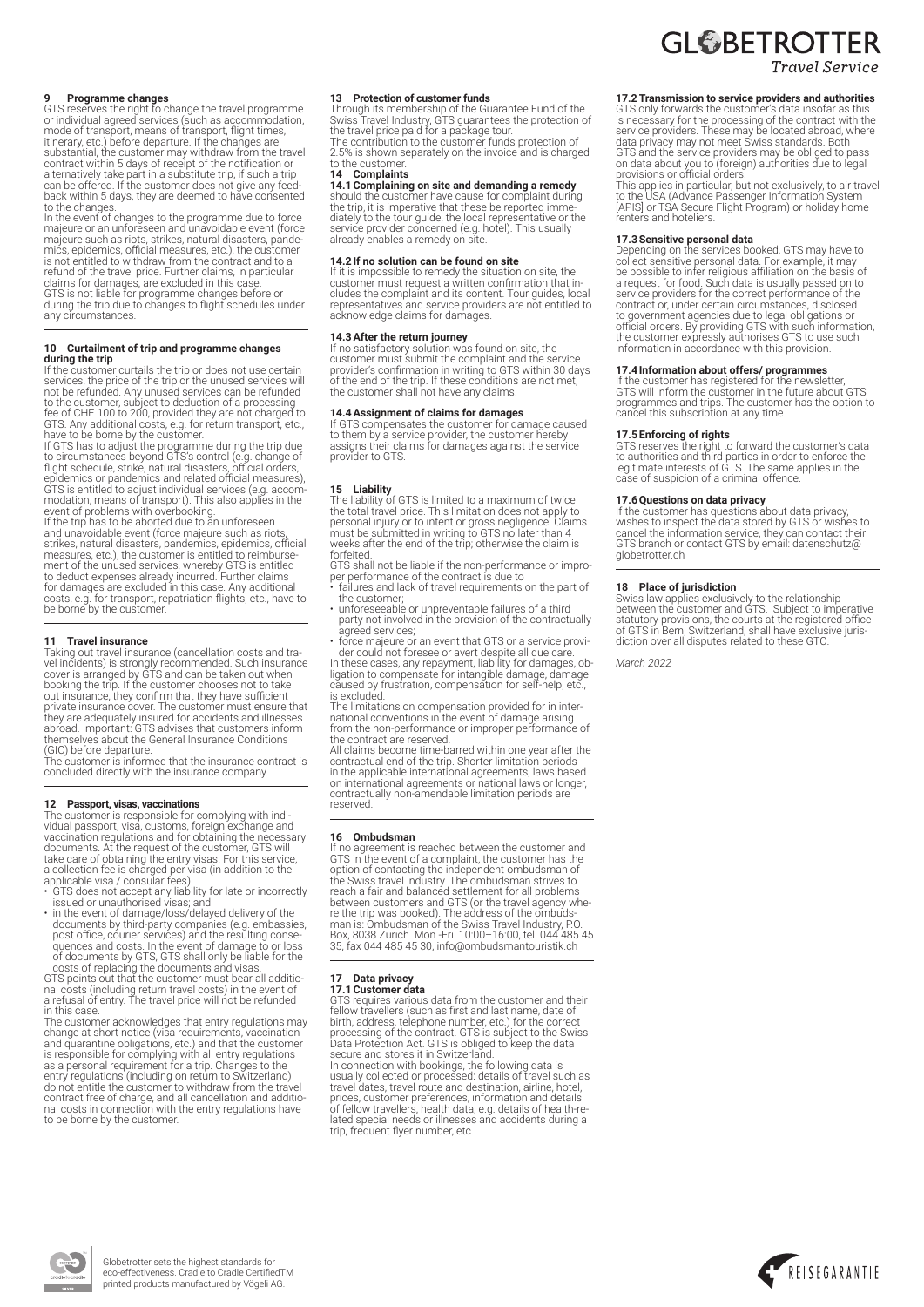## 9 Programme changes

GTS reserves the right to change the travel programme or individual agreed services (such as accommodation, mode of transport, means of transport, flight times, itinerary, etc.) before departure. If the changes are substantial, the customer may withdraw from the travel contract within 5 days of receipt of the notification or alternatively take part in a substitute trip, if such a trip can be offered. If the customer does not give any feedback within 5 days, they are deemed to have consented to the changes.

In the event of changes to the programme due to force majeure or an unforeseen and unavoidable event (force majeure such as riots, strikes, natural disasters, pandemics, epidemics, official measures, etc.), the customer is not entitled to withdraw from the contract and to a refund of the travel price. Further claims, in particular claims for damages, are excluded in this case.

GTS is not liable for programme changes before or during the trip due to changes to flight schedules under any circumstances.

## 10 Curtailment of trip and programme changes during the trip

If the customer curtails the trip or does not use certain services, the price of the trip or the unused services will not be refunded. Any unused services can be refunded to the customer, subject to deduction of a processing fee of CHF 100 to 200, provided they are not charged to GTS. Any additional costs, e.g. for return transport, etc., have to be borne by the customer.

If GTS has to adjust the programme during the trip due to circumstances beyond GTS's control (e.g. change of flight schedule, strike, natural disasters, official orders, epidemics or pandemics and related official measures), GTS is entitled to adjust individual services (e.g. accommodation, means of transport). This also applies in the event of problems with overbooking.

If the trip has to be aborted due to an unforeseen and unavoidable event (force majeure such as riots, strikes, natural disasters, pandemics, epidemics, official measures, etc.), the customer is entitled to reimbursement of the unused services, whereby GTS is entitled to deduct expenses already incurred. Further claims for damages are excluded in this case. Any additional costs, e.g. for transport, repatriation flights, etc., have to be borne by the customer.

## 11 Travel insurance

Taking out travel insurance (cancellation costs and travel incidents) is strongly recommended. Such insurance cover is arranged by GTS and can be taken out when booking the trip. If the customer chooses not to take out insurance, they confirm that they have sufficient private insurance cover. The customer must ensure that they are adequately insured for accidents and illnesses abroad. Important: GTS advises that customers inform themselves about the General Insurance Conditions (GIC) before departure.

The customer is informed that the insurance contract is concluded directly with the insurance company.

## 12 Passport, visas, vaccinations

The customer is responsible for complying with individual passport, visa, customs, foreign exchange and vaccination regulations and for obtaining the necessary documents. At the request of the customer, GTS will take care of obtaining the entry visas. For this service, a collection fee is charged per visa (in addition to the applicable visa / consular fees).

- GTS does not accept any liability for late or incorrectly issued or unauthorised visas; and
- in the event of damage/loss/delayed delivery of the documents by third-party companies (e.g. embassies, post office, courier services) and the resulting consequences and costs. In the event of damage to or loss of documents by GTS, GTS shall only be liable for the costs of replacing the documents and visas.

GTS points out that the customer must bear all additional costs (including return travel costs) in the event of a refusal of entry. The travel price will not be refunded in this case.

The customer acknowledges that entry regulations may change at short notice (visa requirements, vaccination and quarantine obligations, etc.) and that the customer is responsible for complying with all entry regulations as a personal requirement for a trip. Changes to the entry regulations (including on return to Switzerland) do not entitle the customer to withdraw from the travel contract free of charge, and all cancellation and additional costs in connection with the entry regulations have to be borne by the customer.

## 13 Protection of customer funds

Through its membership of the Guarantee Fund of the Swiss Travel Industry, GTS guarantees the protection of the travel price paid for a package tour.

The contribution to the customer funds protection of 2.5% is shown separately on the invoice and is charged to the customer.

## 14 Complaints

### 14.1 Complaining on site and demanding a remedy

should the customer have cause for complaint during the trip, it is imperative that these be reported immediately to the tour guide, the local representative or the service provider concerned (e.g. hotel). This usually already enables a remedy on site.

### 14.2 If no solution can be found on site

If it is impossible to remedy the situation on site, the customer must request a written confirmation that includes the complaint and its content. Tour guides, local representatives and service providers are not entitled to acknowledge claims for damages.

### 14.3 After the return journey

If no satisfactory solution was found on site, the customer must submit the complaint and the service provider's confirmation in writing to GTS within 30 days of the end of the trip. If these conditions are not met, the customer shall not have any claims.

### 14.4 Assignment of claims for damages

If GTS compensates the customer for damage caused to them by a service provider, the customer hereby assigns their claims for damages against the service provider to GTS.

## 15 Liability

The liability of GTS is limited to a maximum of twice the total travel price. This limitation does not apply to personal injury or to intent or gross negligence. Claims must be submitted in writing to GTS no later than 4 weeks after the end of the trip; otherwise the claim is forfeited.

GTS shall not be liable if the non-performance or improper performance of the contract is due to

- failures and lack of travel requirements on the part of the customer;
- unforeseeable or unpreventable failures of a third party not involved in the provision of the contractually agreed services;
- force majeure or an event that GTS or a service provider could not foresee or avert despite all due care.

In these cases, any repayment, liability for damages, obligation to compensate for intangible damage, damage caused by frustration, compensation for self-help, etc., is excluded.

The limitations on compensation provided for in international conventions in the event of damage arising from the non-performance or improper performance of the contract are reserved.

All claims become time-barred within one year after the contractual end of the trip. Shorter limitation periods in the applicable international agreements, laws based on international agreements or national laws or longer, contractually non-amendable limitation periods are reserved.

## 16 Ombudsman

If no agreement is reached between the customer and GTS in the event of a complaint, the customer has the option of contacting the independent ombudsman of the Swiss travel industry. The ombudsman strives to reach a fair and balanced settlement for all problems between customers and GTS (or the travel agency where the trip was booked). The address of the ombudsman is: Ombudsman of the Swiss Travel Industry, P.O. Box, 8038 Zurich. Mon.-Fri. 10:00–16:00, tel. 044 485 45 35, fax 044 485 45 30, info@ombudsmantouristik.ch

## 17 Data privacy

### 17.1 Customer data

GTS requires various data from the customer and their fellow travellers (such as first and last name, date of birth, address, telephone number, etc.) for the correct processing of the contract. GTS is subject to the Swiss Data Protection Act. GTS is obliged to keep the data secure and stores it in Switzerland.

In connection with bookings, the following data is usually collected or processed: details of travel such as travel dates, travel route and destination, airline, hotel, prices, customer preferences, information and details of fellow travellers, health data, e.g. details of health-related special needs or illnesses and accidents during a trip, frequent flyer number, etc.

### 17.2 Transmission to service providers and authorities

GTS only forwards the customer's data insofar as this is necessary for the processing of the contract with the service providers. These may be located abroad, where data privacy may not meet Swiss standards. Both GTS and the service providers may be obliged to pass on data about you to (foreign) authorities due to legal provisions or official orders.

This applies in particular, but not exclusively, to air travel to the USA (Advance Passenger Information System [APIS] or TSA Secure Flight Program) or holiday home renters and hoteliers.

### 17.3 Sensitive personal data

Depending on the services booked, GTS may have to collect sensitive personal data. For example, it may be possible to infer religious affiliation on the basis of a request for food. Such data is usually passed on to service providers for the correct performance of the contract or, under certain circumstances, disclosed to government agencies due to legal obligations or official orders. By providing GTS with such information, the customer expressly authorises GTS to use such information in accordance with this provision.

### 17.4 Information about offers/ programmes

If the customer has registered for the newsletter, GTS will inform the customer in the future about GTS programmes and trips. The customer has the option to cancel this subscription at any time.

### 17.5 Enforcing of rights

GTS reserves the right to forward the customer's data to authorities and third parties in order to enforce the legitimate interests of GTS. The same applies in the case of suspicion of a criminal offence.

### 17.6 Questions on data privacy

If the customer has questions about data privacy, wishes to inspect the data stored by GTS or wishes to cancel the information service, they can contact their GTS branch or contact GTS by email: datenschutz@globetrotter.ch

## 18 Place of jurisdiction

Swiss law applies exclusively to the relationship between the customer and GTS. Subject to imperative statutory provisions, the courts at the registered office of GTS in Bern, Switzerland, shall have exclusive jurisdiction over all disputes related to these GTC.

*March 2022*

Globetrotter sets the highest standards for eco-effectiveness. Cradle to Cradle CertifiedTM printed products manufactured by Vögeli AG.